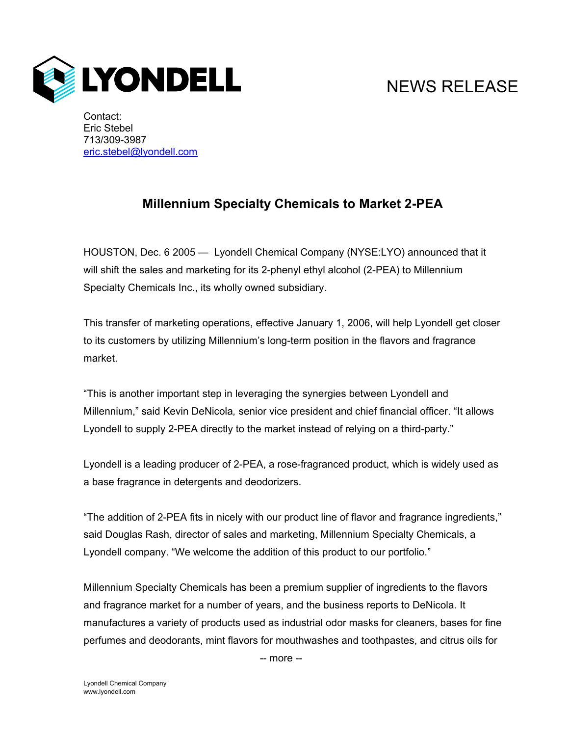LYONDELL

NEWS RELEASE

Contact:
Eric Stebel
713/309-3987
eric.stebel@lyondell.com

# Millennium Specialty Chemicals to Market 2-PEA

HOUSTON, Dec. 6 2005 — Lyondell Chemical Company (NYSE:LYO) announced that it will shift the sales and marketing for its 2-phenyl ethyl alcohol (2-PEA) to Millennium Specialty Chemicals Inc., its wholly owned subsidiary.

This transfer of marketing operations, effective January 1, 2006, will help Lyondell get closer to its customers by utilizing Millennium's long-term position in the flavors and fragrance market.

"This is another important step in leveraging the synergies between Lyondell and Millennium," said Kevin DeNicola, senior vice president and chief financial officer. "It allows Lyondell to supply 2-PEA directly to the market instead of relying on a third-party."

Lyondell is a leading producer of 2-PEA, a rose-fragranced product, which is widely used as a base fragrance in detergents and deodorizers.

"The addition of 2-PEA fits in nicely with our product line of flavor and fragrance ingredients," said Douglas Rash, director of sales and marketing, Millennium Specialty Chemicals, a Lyondell company. "We welcome the addition of this product to our portfolio."

Millennium Specialty Chemicals has been a premium supplier of ingredients to the flavors and fragrance market for a number of years, and the business reports to DeNicola. It manufactures a variety of products used as industrial odor masks for cleaners, bases for fine perfumes and deodorants, mint flavors for mouthwashes and toothpastes, and citrus oils for

-- more --

Lyondell Chemical Company
www.lyondell.com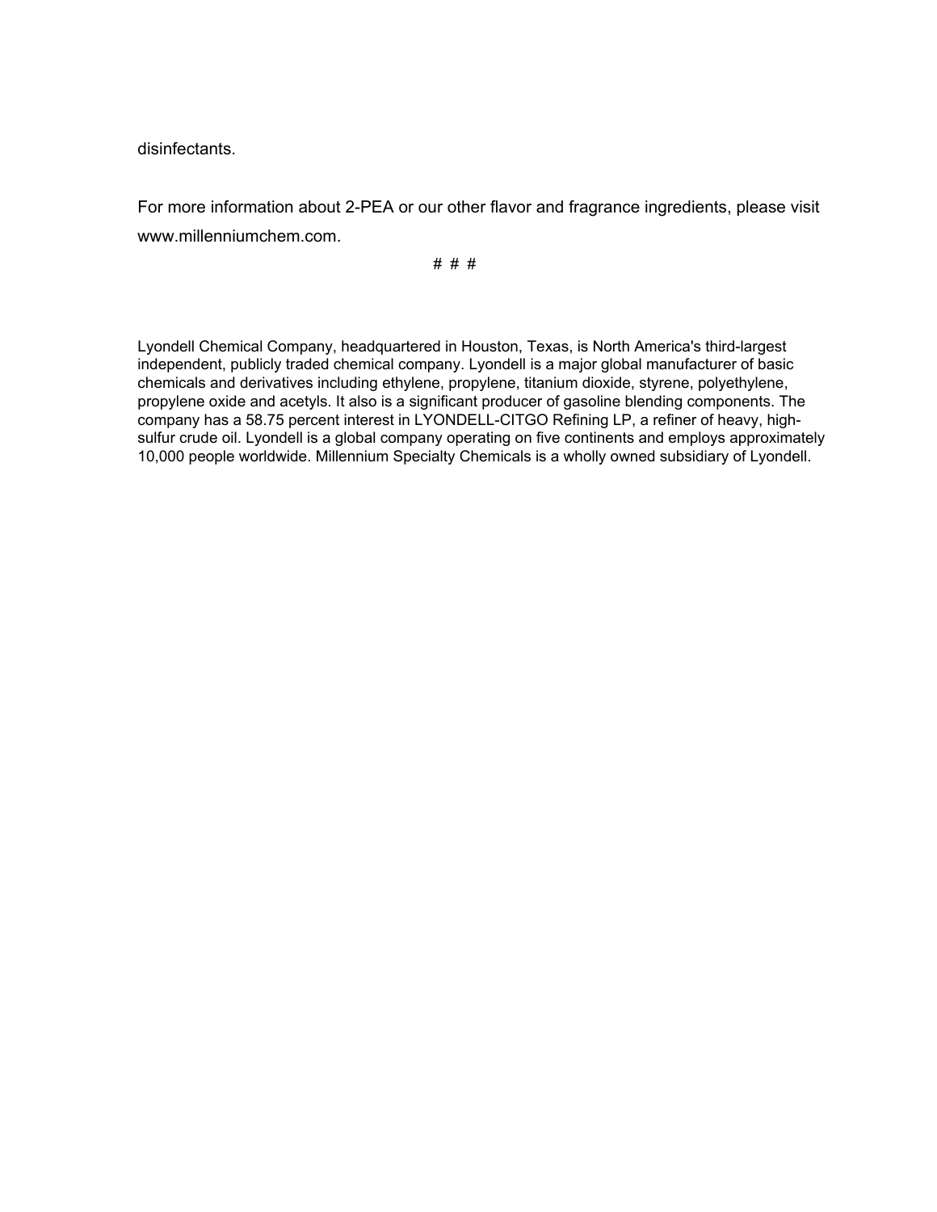disinfectants.

For more information about 2-PEA or our other flavor and fragrance ingredients, please visit www.millenniumchem.com.

# # #

Lyondell Chemical Company, headquartered in Houston, Texas, is North America's third-largest independent, publicly traded chemical company. Lyondell is a major global manufacturer of basic chemicals and derivatives including ethylene, propylene, titanium dioxide, styrene, polyethylene, propylene oxide and acetyls. It also is a significant producer of gasoline blending components. The company has a 58.75 percent interest in LYONDELL-CITGO Refining LP, a refiner of heavy, high-sulfur crude oil. Lyondell is a global company operating on five continents and employs approximately 10,000 people worldwide. Millennium Specialty Chemicals is a wholly owned subsidiary of Lyondell.